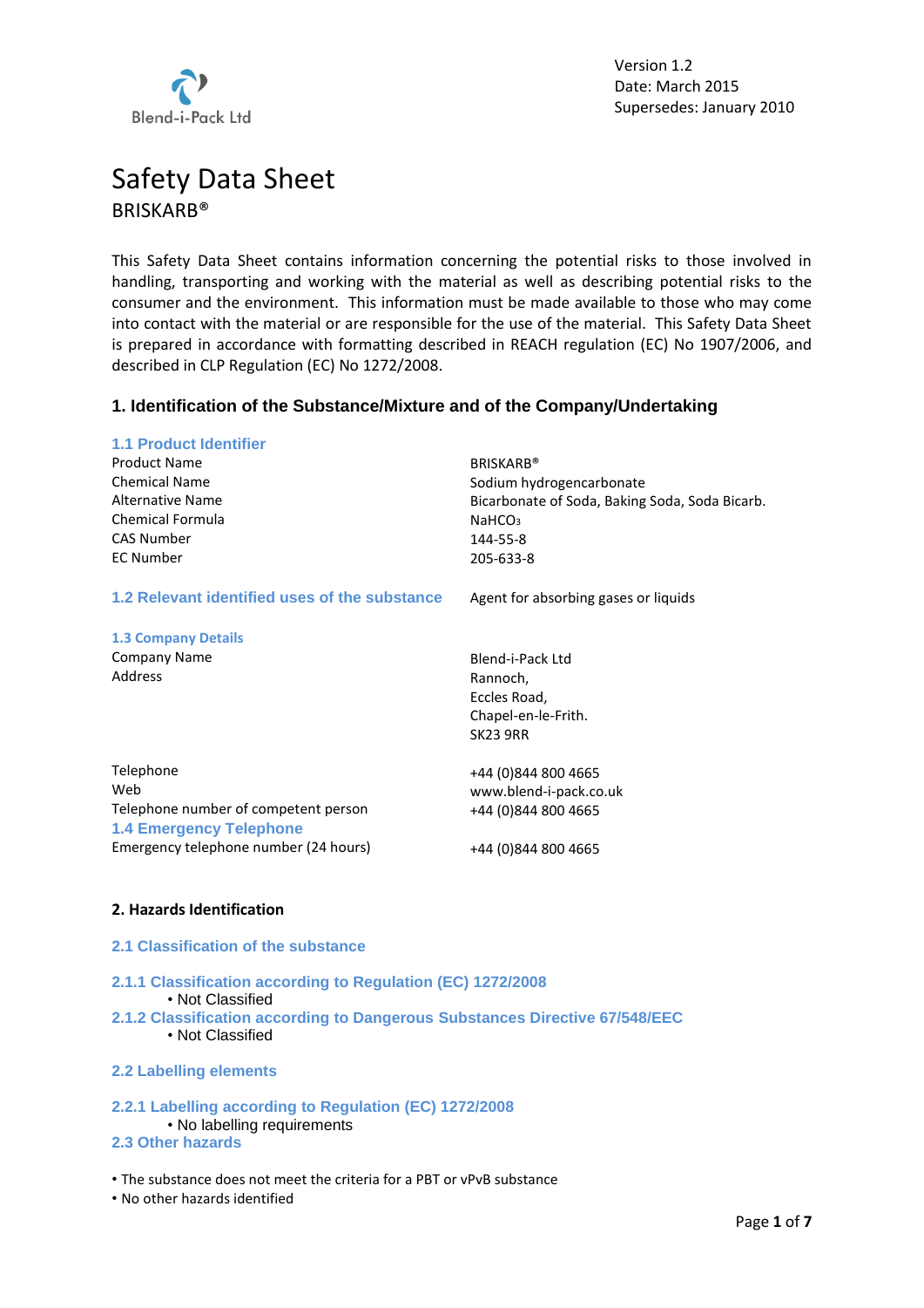Blend-i-Pack Ltd

Version 1.2
Date: March 2015
Supersedes: January 2010

# Safety Data Sheet

BRISKARB®

This Safety Data Sheet contains information concerning the potential risks to those involved in handling, transporting and working with the material as well as describing potential risks to the consumer and the environment. This information must be made available to those who may come into contact with the material or are responsible for the use of the material. This Safety Data Sheet is prepared in accordance with formatting described in REACH regulation (EC) No 1907/2006, and described in CLP Regulation (EC) No 1272/2008.

## 1. Identification of the Substance/Mixture and of the Company/Undertaking

### 1.1 Product Identifier

| | |
|---|---|
| Product Name | BRISKARB® |
| Chemical Name | Sodium hydrogencarbonate |
| Alternative Name | Bicarbonate of Soda, Baking Soda, Soda Bicarb. |
| Chemical Formula | $NaHCO_3$ |
| CAS Number | 144-55-8 |
| EC Number | 205-633-8 |

### 1.2 Relevant identified uses of the substance

Agent for absorbing gases or liquids

### 1.3 Company Details

| | |
|---|---|
| Company Name | Blend-i-Pack Ltd |
| Address | Rannoch,<br>Eccles Road,<br>Chapel-en-le-Frith.<br>SK23 9RR |
| Telephone | +44 (0)844 800 4665 |
| Web | www.blend-i-pack.co.uk |
| Telephone number of competent person | +44 (0)844 800 4665 |

### 1.4 Emergency Telephone

| | |
|---|---|
| Emergency telephone number (24 hours) | +44 (0)844 800 4665 |

## 2. Hazards Identification

### 2.1 Classification of the substance

#### 2.1.1 Classification according to Regulation (EC) 1272/2008

- Not Classified

#### 2.1.2 Classification according to Dangerous Substances Directive 67/548/EEC

- Not Classified

### 2.2 Labelling elements

#### 2.2.1 Labelling according to Regulation (EC) 1272/2008

- No labelling requirements

### 2.3 Other hazards

- The substance does not meet the criteria for a PBT or vPvB substance
- No other hazards identified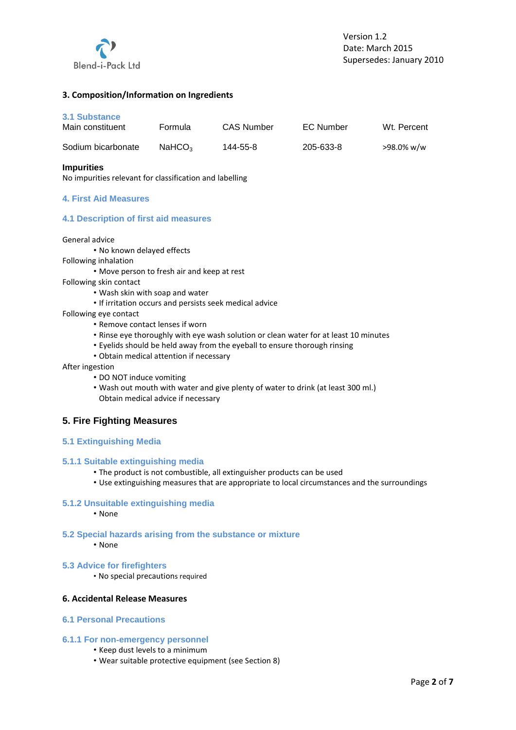## 3. Composition/Information on Ingredients

### 3.1 Substance

| Main constituent | Formula | CAS Number | EC Number | Wt. Percent |
|---|---|---|---|---|
| Sodium bicarbonate | $NaHCO_3$ | 144-55-8 | 205-633-8 | >98.0% w/w |

**Impurities**

No impurities relevant for classification and labelling

## 4. First Aid Measures

### 4.1 Description of first aid measures

General advice

- No known delayed effects

Following inhalation

- Move person to fresh air and keep at rest

Following skin contact

- Wash skin with soap and water
- If irritation occurs and persists seek medical advice

Following eye contact

- Remove contact lenses if worn
- Rinse eye thoroughly with eye wash solution or clean water for at least 10 minutes
- Eyelids should be held away from the eyeball to ensure thorough rinsing
- Obtain medical attention if necessary

After ingestion

- DO NOT induce vomiting
- Wash out mouth with water and give plenty of water to drink (at least 300 ml.) Obtain medical advice if necessary

## 5. Fire Fighting Measures

### 5.1 Extinguishing Media

#### 5.1.1 Suitable extinguishing media

- The product is not combustible, all extinguisher products can be used
- Use extinguishing measures that are appropriate to local circumstances and the surroundings

#### 5.1.2 Unsuitable extinguishing media

- None

### 5.2 Special hazards arising from the substance or mixture

- None

### 5.3 Advice for firefighters

- No special precautions required

## 6. Accidental Release Measures

### 6.1 Personal Precautions

#### 6.1.1 For non-emergency personnel

- Keep dust levels to a minimum
- Wear suitable protective equipment (see Section 8)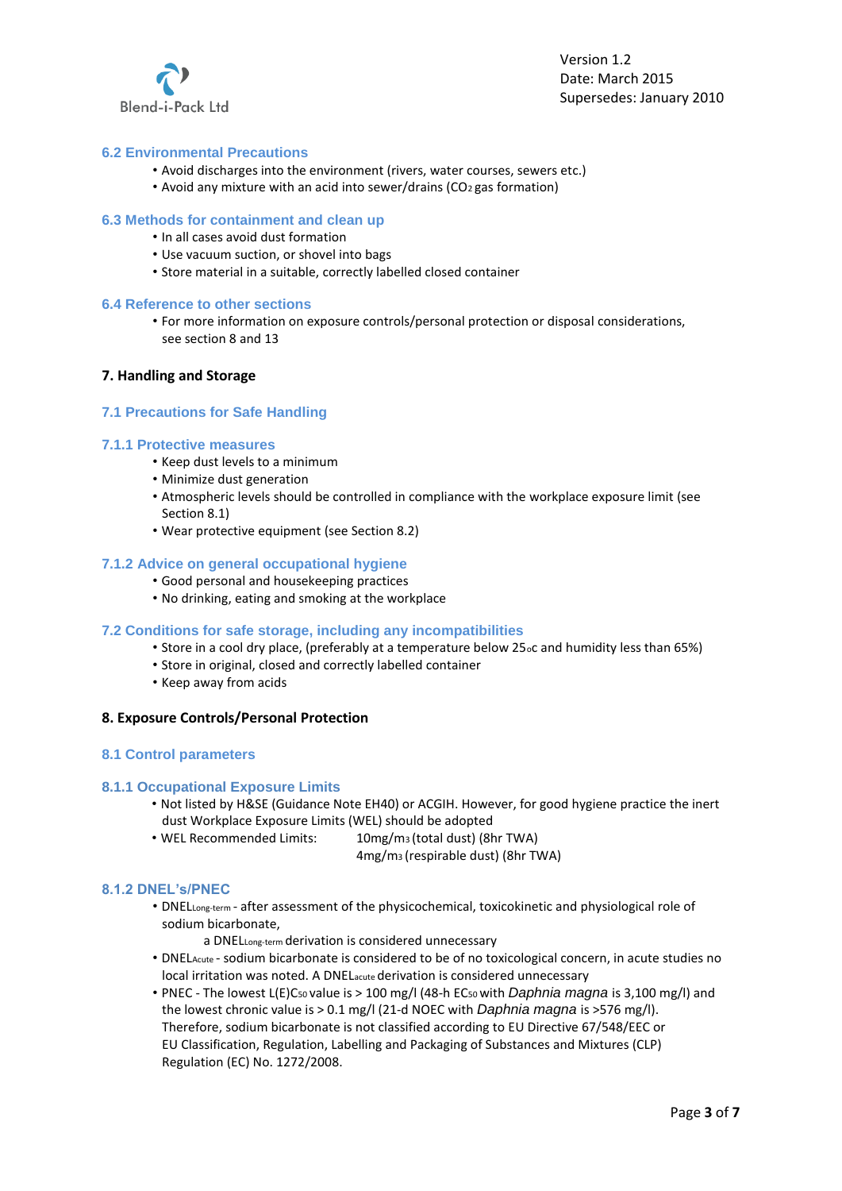### 6.2 Environmental Precautions

- Avoid discharges into the environment (rivers, water courses, sewers etc.)
- Avoid any mixture with an acid into sewer/drains ($CO_2$ gas formation)

### 6.3 Methods for containment and clean up

- In all cases avoid dust formation
- Use vacuum suction, or shovel into bags
- Store material in a suitable, correctly labelled closed container

### 6.4 Reference to other sections

- For more information on exposure controls/personal protection or disposal considerations, see section 8 and 13

## 7. Handling and Storage

### 7.1 Precautions for Safe Handling

#### 7.1.1 Protective measures

- Keep dust levels to a minimum
- Minimize dust generation
- Atmospheric levels should be controlled in compliance with the workplace exposure limit (see Section 8.1)
- Wear protective equipment (see Section 8.2)

#### 7.1.2 Advice on general occupational hygiene

- Good personal and housekeeping practices
- No drinking, eating and smoking at the workplace

### 7.2 Conditions for safe storage, including any incompatibilities

- Store in a cool dry place, (preferably at a temperature below 25$^{o}$c and humidity less than 65%)
- Store in original, closed and correctly labelled container
- Keep away from acids

## 8. Exposure Controls/Personal Protection

### 8.1 Control parameters

#### 8.1.1 Occupational Exposure Limits

- Not listed by H&SE (Guidance Note EH40) or ACGIH. However, for good hygiene practice the inert dust Workplace Exposure Limits (WEL) should be adopted
- WEL Recommended Limits: 10mg/m$^3$ (total dust) (8hr TWA)
  4mg/m$^3$ (respirable dust) (8hr TWA)

#### 8.1.2 DNEL's/PNEC

- $DNEL_{Long\text{-}term}$ - after assessment of the physicochemical, toxicokinetic and physiological role of sodium bicarbonate,
  a $DNEL_{Long\text{-}term}$ derivation is considered unnecessary
- $DNEL_{Acute}$ - sodium bicarbonate is considered to be of no toxicological concern, in acute studies no local irritation was noted. A $DNEL_{acute}$ derivation is considered unnecessary
- PNEC - The lowest $L(E)C_{50}$ value is > 100 mg/l (48-h $EC_{50}$ with *Daphnia magna* is 3,100 mg/l) and the lowest chronic value is > 0.1 mg/l (21-d NOEC with *Daphnia magna* is >576 mg/l). Therefore, sodium bicarbonate is not classified according to EU Directive 67/548/EEC or EU Classification, Regulation, Labelling and Packaging of Substances and Mixtures (CLP) Regulation (EC) No. 1272/2008.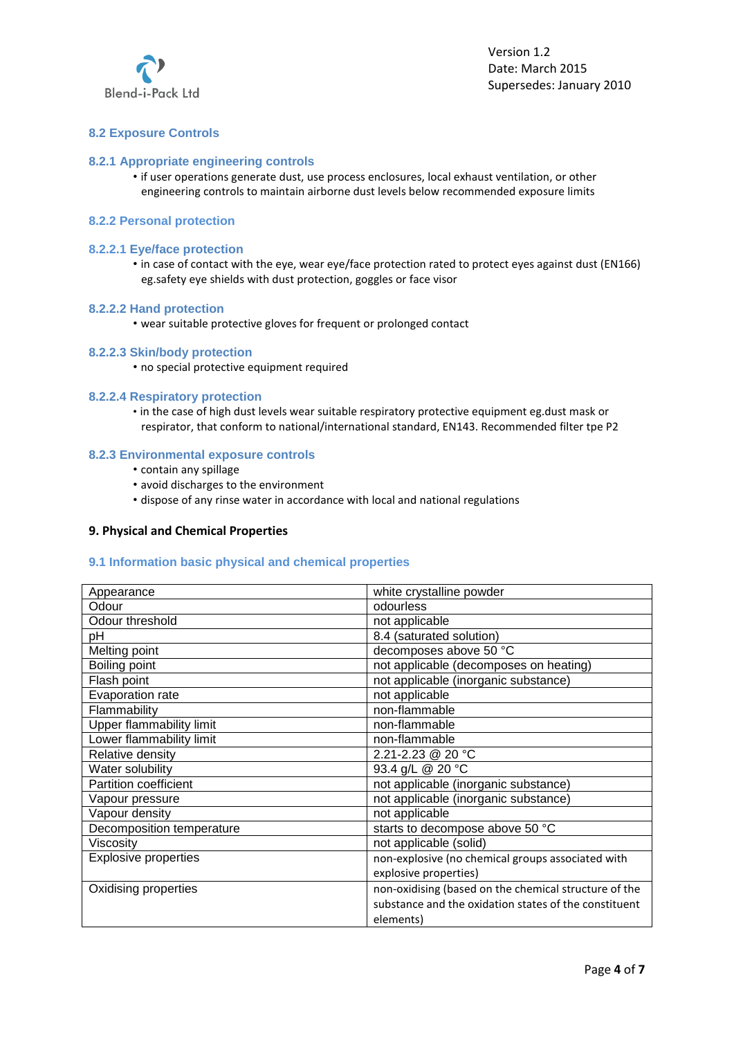## 8.2 Exposure Controls

### 8.2.1 Appropriate engineering controls

- if user operations generate dust, use process enclosures, local exhaust ventilation, or other engineering controls to maintain airborne dust levels below recommended exposure limits

### 8.2.2 Personal protection

#### 8.2.2.1 Eye/face protection

- in case of contact with the eye, wear eye/face protection rated to protect eyes against dust (EN166) eg.safety eye shields with dust protection, goggles or face visor

#### 8.2.2.2 Hand protection

- wear suitable protective gloves for frequent or prolonged contact

#### 8.2.2.3 Skin/body protection

- no special protective equipment required

#### 8.2.2.4 Respiratory protection

- in the case of high dust levels wear suitable respiratory protective equipment eg.dust mask or respirator, that conform to national/international standard, EN143. Recommended filter tpe P2

### 8.2.3 Environmental exposure controls

- contain any spillage
- avoid discharges to the environment
- dispose of any rinse water in accordance with local and national regulations

## 9. Physical and Chemical Properties

### 9.1 Information basic physical and chemical properties

| | |
|---|---|
| Appearance | white crystalline powder |
| Odour | odourless |
| Odour threshold | not applicable |
| pH | 8.4 (saturated solution) |
| Melting point | decomposes above 50 °C |
| Boiling point | not applicable (decomposes on heating) |
| Flash point | not applicable (inorganic substance) |
| Evaporation rate | not applicable |
| Flammability | non-flammable |
| Upper flammability limit | non-flammable |
| Lower flammability limit | non-flammable |
| Relative density | 2.21-2.23 @ 20 °C |
| Water solubility | 93.4 g/L @ 20 °C |
| Partition coefficient | not applicable (inorganic substance) |
| Vapour pressure | not applicable (inorganic substance) |
| Vapour density | not applicable |
| Decomposition temperature | starts to decompose above 50 °C |
| Viscosity | not applicable (solid) |
| Explosive properties | non-explosive (no chemical groups associated with explosive properties) |
| Oxidising properties | non-oxidising (based on the chemical structure of the substance and the oxidation states of the constituent elements) |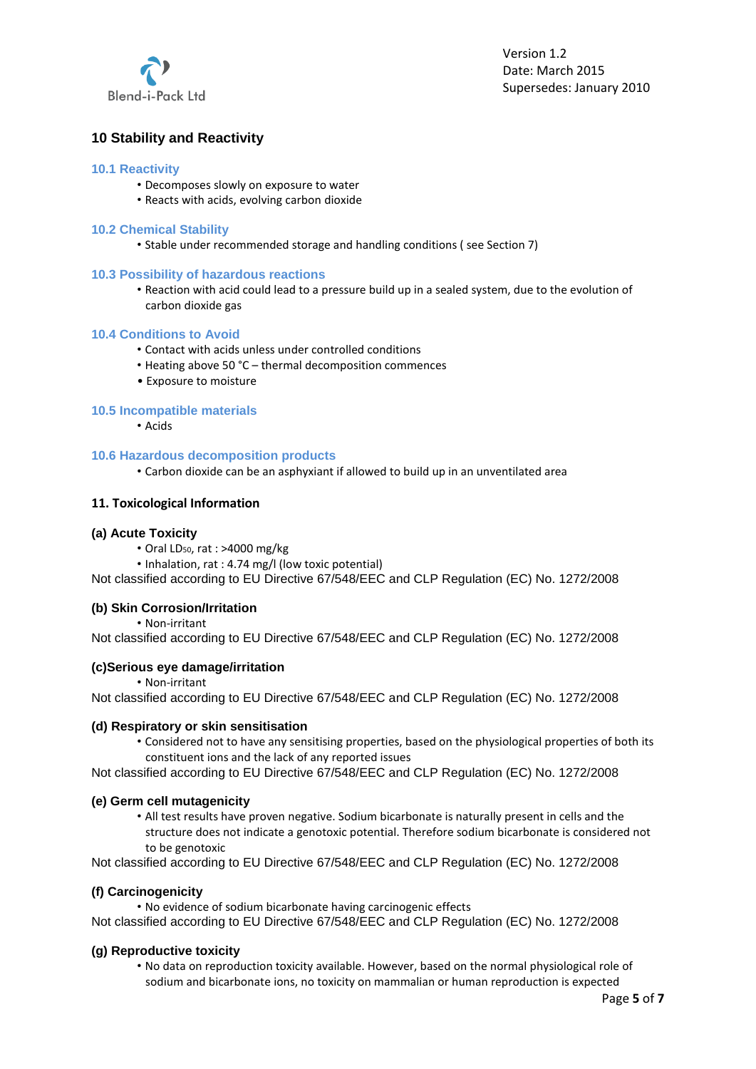## 10 Stability and Reactivity

### 10.1 Reactivity

- Decomposes slowly on exposure to water
- Reacts with acids, evolving carbon dioxide

### 10.2 Chemical Stability

- Stable under recommended storage and handling conditions ( see Section 7)

### 10.3 Possibility of hazardous reactions

- Reaction with acid could lead to a pressure build up in a sealed system, due to the evolution of carbon dioxide gas

### 10.4 Conditions to Avoid

- Contact with acids unless under controlled conditions
- Heating above 50 °C – thermal decomposition commences
- Exposure to moisture

### 10.5 Incompatible materials

- Acids

### 10.6 Hazardous decomposition products

- Carbon dioxide can be an asphyxiant if allowed to build up in an unventilated area

## 11. Toxicological Information

### (a) Acute Toxicity

- Oral $LD_{50}$, rat : >4000 mg/kg
- Inhalation, rat : 4.74 mg/l (low toxic potential)

Not classified according to EU Directive 67/548/EEC and CLP Regulation (EC) No. 1272/2008

### (b) Skin Corrosion/Irritation

- Non-irritant

Not classified according to EU Directive 67/548/EEC and CLP Regulation (EC) No. 1272/2008

### (c)Serious eye damage/irritation

- Non-irritant

Not classified according to EU Directive 67/548/EEC and CLP Regulation (EC) No. 1272/2008

### (d) Respiratory or skin sensitisation

- Considered not to have any sensitising properties, based on the physiological properties of both its constituent ions and the lack of any reported issues

Not classified according to EU Directive 67/548/EEC and CLP Regulation (EC) No. 1272/2008

### (e) Germ cell mutagenicity

- All test results have proven negative. Sodium bicarbonate is naturally present in cells and the structure does not indicate a genotoxic potential. Therefore sodium bicarbonate is considered not to be genotoxic

Not classified according to EU Directive 67/548/EEC and CLP Regulation (EC) No. 1272/2008

### (f) Carcinogenicity

- No evidence of sodium bicarbonate having carcinogenic effects

Not classified according to EU Directive 67/548/EEC and CLP Regulation (EC) No. 1272/2008

### (g) Reproductive toxicity

- No data on reproduction toxicity available. However, based on the normal physiological role of sodium and bicarbonate ions, no toxicity on mammalian or human reproduction is expected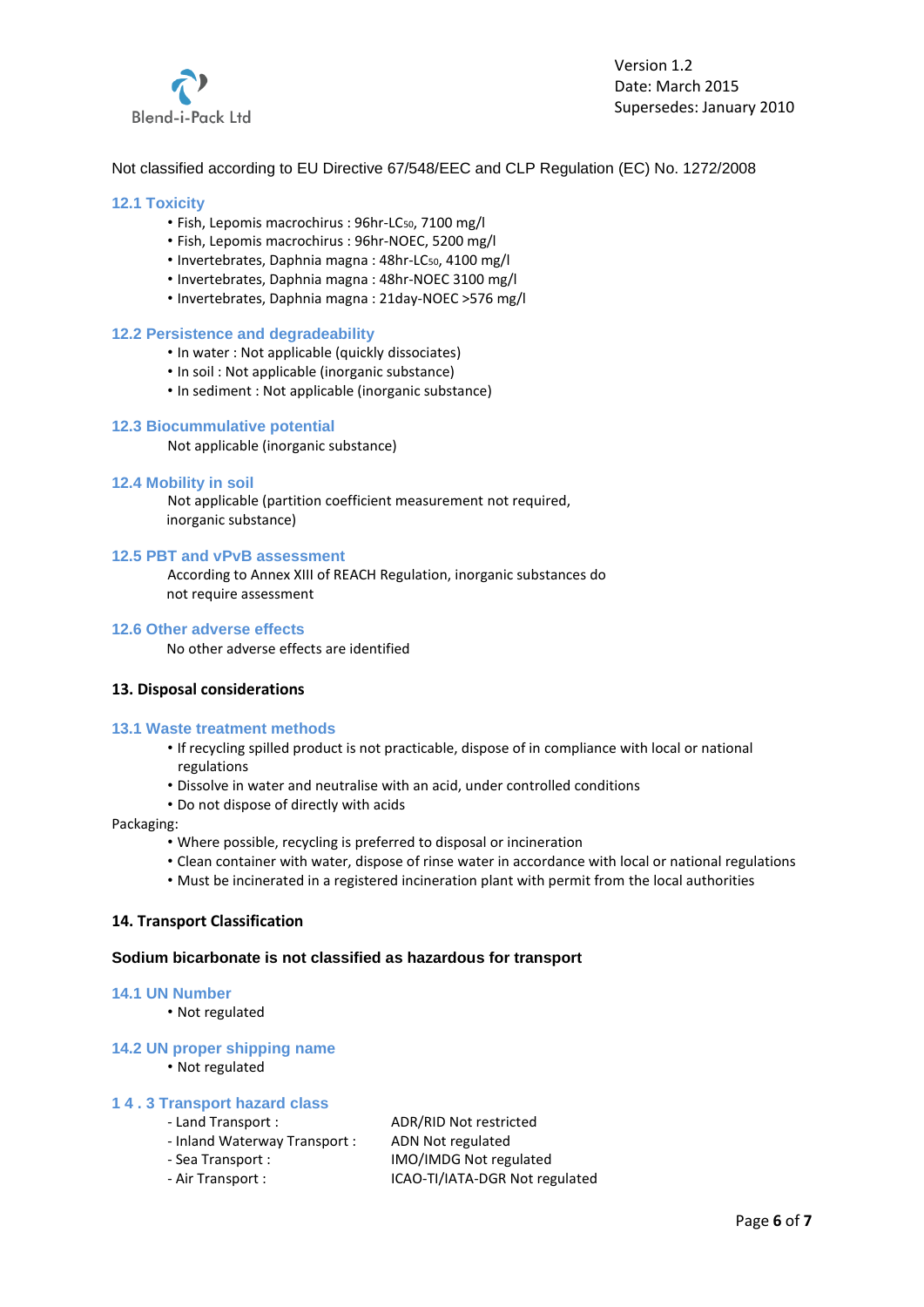Not classified according to EU Directive 67/548/EEC and CLP Regulation (EC) No. 1272/2008

### 12.1 Toxicity

- Fish, Lepomis macrochirus : 96hr-$LC_{50}$, 7100 mg/l
- Fish, Lepomis macrochirus : 96hr-NOEC, 5200 mg/l
- Invertebrates, Daphnia magna : 48hr-$LC_{50}$, 4100 mg/l
- Invertebrates, Daphnia magna : 48hr-NOEC 3100 mg/l
- Invertebrates, Daphnia magna : 21day-NOEC >576 mg/l

### 12.2 Persistence and degradeability

- In water : Not applicable (quickly dissociates)
- In soil : Not applicable (inorganic substance)
- In sediment : Not applicable (inorganic substance)

### 12.3 Biocummulative potential

Not applicable (inorganic substance)

### 12.4 Mobility in soil

Not applicable (partition coefficient measurement not required, inorganic substance)

### 12.5 PBT and vPvB assessment

According to Annex XIII of REACH Regulation, inorganic substances do not require assessment

### 12.6 Other adverse effects

No other adverse effects are identified

## 13. Disposal considerations

### 13.1 Waste treatment methods

- If recycling spilled product is not practicable, dispose of in compliance with local or national regulations
- Dissolve in water and neutralise with an acid, under controlled conditions
- Do not dispose of directly with acids

Packaging:

- Where possible, recycling is preferred to disposal or incineration
- Clean container with water, dispose of rinse water in accordance with local or national regulations
- Must be incinerated in a registered incineration plant with permit from the local authorities

## 14. Transport Classification

**Sodium bicarbonate is not classified as hazardous for transport**

### 14.1 UN Number

- Not regulated

### 14.2 UN proper shipping name

- Not regulated

### 14.3 Transport hazard class

| | |
|---|---|
| - Land Transport : | ADR/RID Not restricted |
| - Inland Waterway Transport : | ADN Not regulated |
| - Sea Transport : | IMO/IMDG Not regulated |
| - Air Transport : | ICAO-TI/IATA-DGR Not regulated |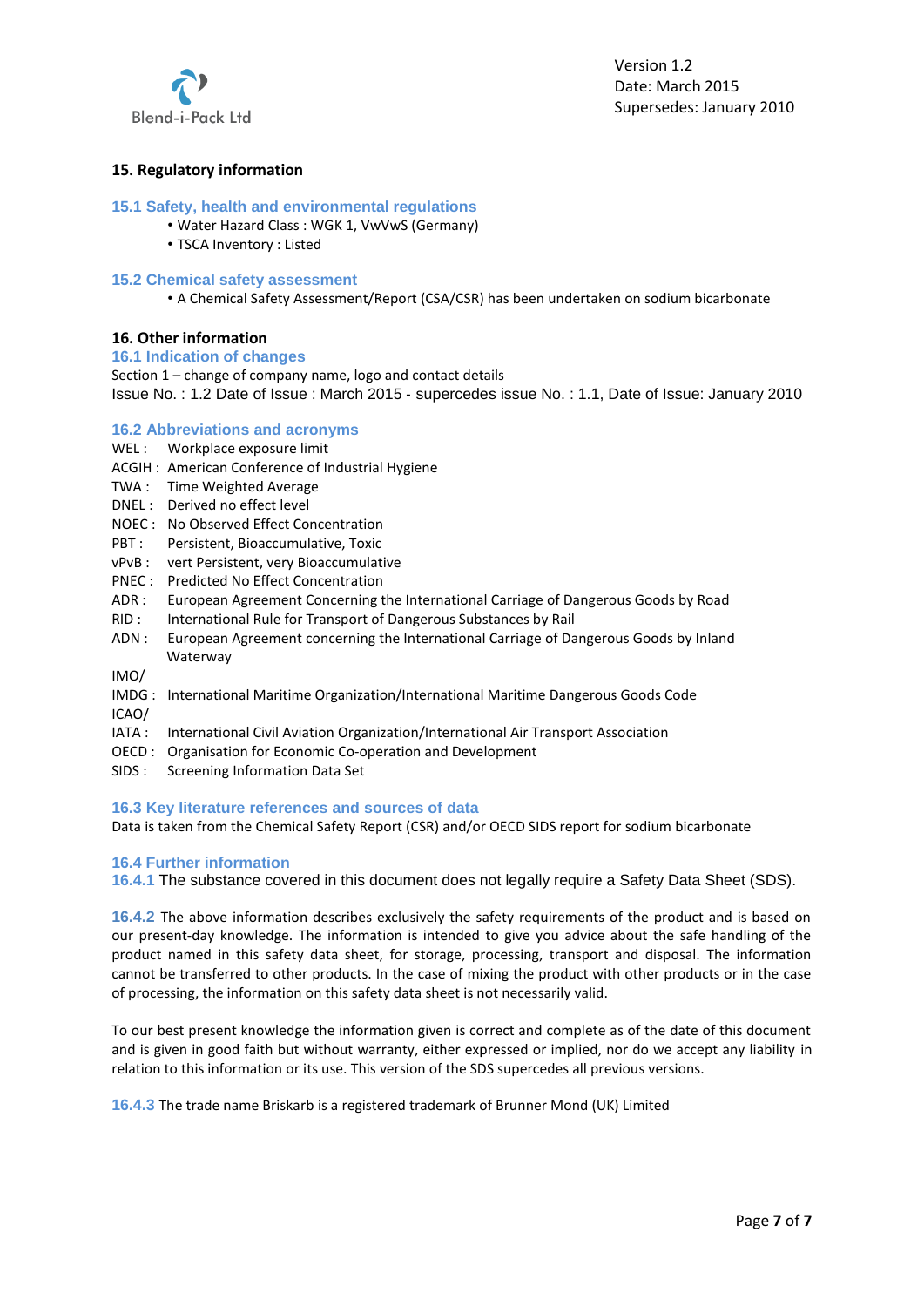## 15. Regulatory information

### 15.1 Safety, health and environmental regulations

- Water Hazard Class : WGK 1, VwVwS (Germany)
- TSCA Inventory : Listed

### 15.2 Chemical safety assessment

- A Chemical Safety Assessment/Report (CSA/CSR) has been undertaken on sodium bicarbonate

## 16. Other information

### 16.1 Indication of changes

Section 1 – change of company name, logo and contact details

Issue No. : 1.2 Date of Issue : March 2015 - supercedes issue No. : 1.1, Date of Issue: January 2010

### 16.2 Abbreviations and acronyms

| | |
|---|---|
| WEL : | Workplace exposure limit |
| ACGIH : | American Conference of Industrial Hygiene |
| TWA : | Time Weighted Average |
| DNEL : | Derived no effect level |
| NOEC : | No Observed Effect Concentration |
| PBT : | Persistent, Bioaccumulative, Toxic |
| vPvB : | vert Persistent, very Bioaccumulative |
| PNEC : | Predicted No Effect Concentration |
| ADR : | European Agreement Concerning the International Carriage of Dangerous Goods by Road |
| RID : | International Rule for Transport of Dangerous Substances by Rail |
| ADN : | European Agreement concerning the International Carriage of Dangerous Goods by Inland Waterway |
| IMO/ IMDG : | International Maritime Organization/International Maritime Dangerous Goods Code |
| ICAO/ IATA : | International Civil Aviation Organization/International Air Transport Association |
| OECD : | Organisation for Economic Co-operation and Development |
| SIDS : | Screening Information Data Set |

### 16.3 Key literature references and sources of data

Data is taken from the Chemical Safety Report (CSR) and/or OECD SIDS report for sodium bicarbonate

### 16.4 Further information

**16.4.1** The substance covered in this document does not legally require a Safety Data Sheet (SDS).

**16.4.2** The above information describes exclusively the safety requirements of the product and is based on our present-day knowledge. The information is intended to give you advice about the safe handling of the product named in this safety data sheet, for storage, processing, transport and disposal. The information cannot be transferred to other products. In the case of mixing the product with other products or in the case of processing, the information on this safety data sheet is not necessarily valid.

To our best present knowledge the information given is correct and complete as of the date of this document and is given in good faith but without warranty, either expressed or implied, nor do we accept any liability in relation to this information or its use. This version of the SDS supercedes all previous versions.

**16.4.3** The trade name Briskarb is a registered trademark of Brunner Mond (UK) Limited